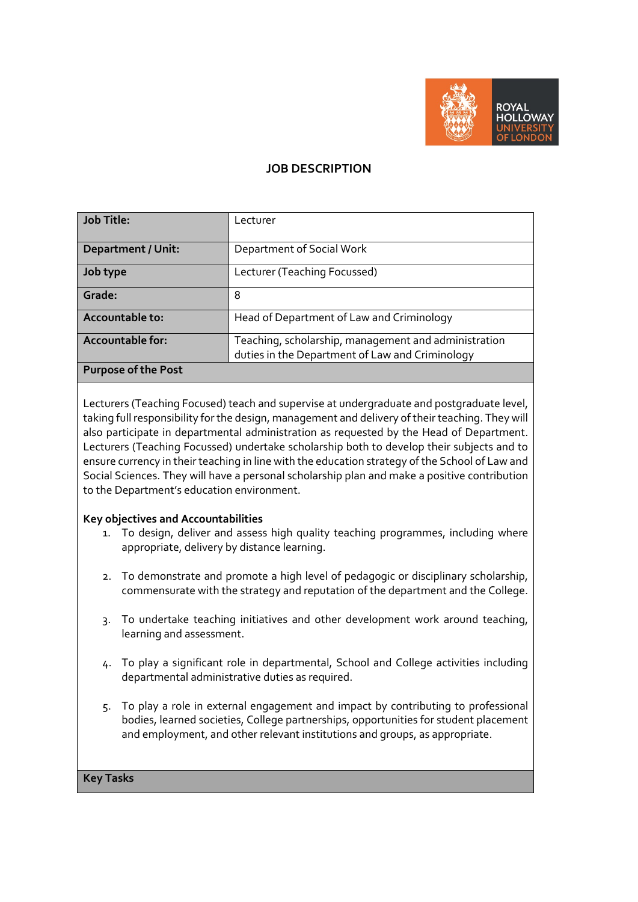# JOB DESCRIPTION

| Job Title: | Lecturer |
|---|---|
| Department / Unit: | Department of Social Work |
| Job type | Lecturer (Teaching Focussed) |
| Grade: | 8 |
| Accountable to: | Head of Department of Law and Criminology |
| Accountable for: | Teaching, scholarship, management and administration duties in the Department of Law and Criminology |

## Purpose of the Post

Lecturers (Teaching Focused) teach and supervise at undergraduate and postgraduate level, taking full responsibility for the design, management and delivery of their teaching. They will also participate in departmental administration as requested by the Head of Department. Lecturers (Teaching Focussed) undertake scholarship both to develop their subjects and to ensure currency in their teaching in line with the education strategy of the School of Law and Social Sciences. They will have a personal scholarship plan and make a positive contribution to the Department's education environment.

**Key objectives and Accountabilities**

1. To design, deliver and assess high quality teaching programmes, including where appropriate, delivery by distance learning.

2. To demonstrate and promote a high level of pedagogic or disciplinary scholarship, commensurate with the strategy and reputation of the department and the College.

3. To undertake teaching initiatives and other development work around teaching, learning and assessment.

4. To play a significant role in departmental, School and College activities including departmental administrative duties as required.

5. To play a role in external engagement and impact by contributing to professional bodies, learned societies, College partnerships, opportunities for student placement and employment, and other relevant institutions and groups, as appropriate.

## Key Tasks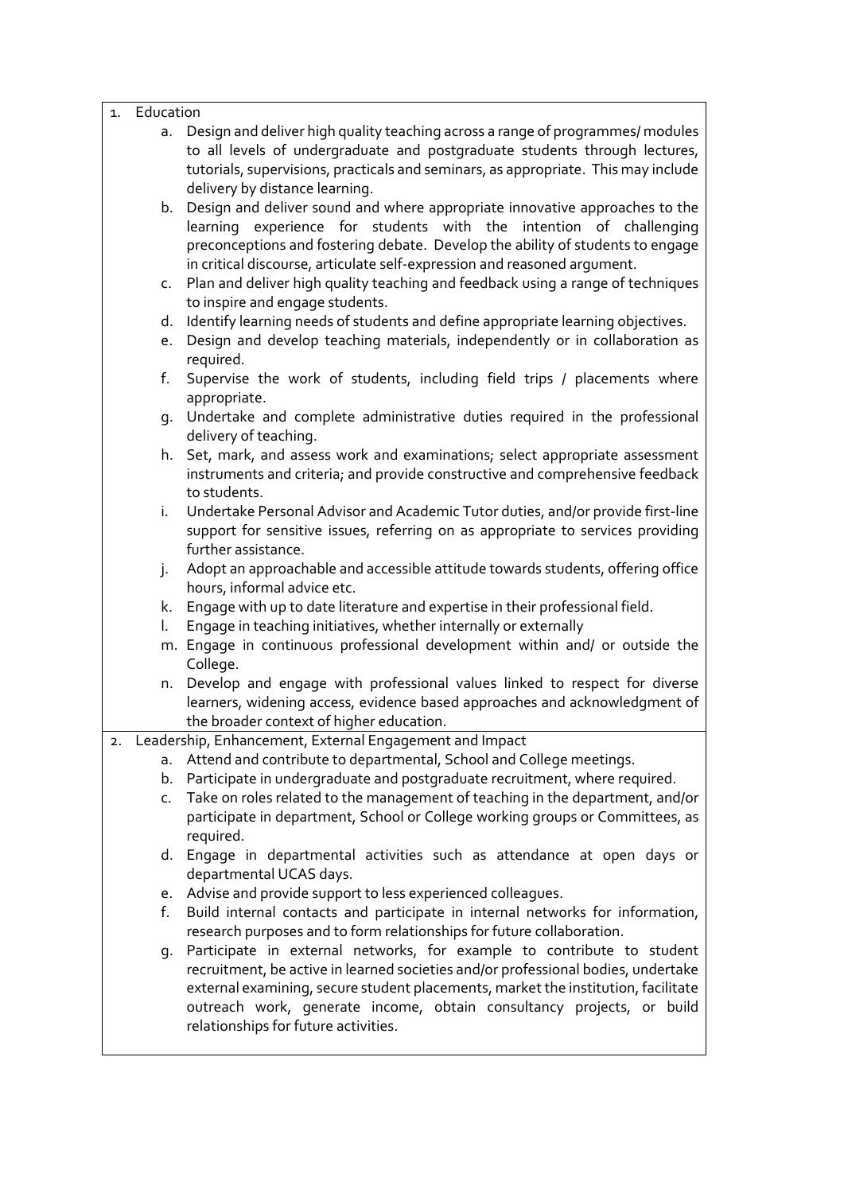1. Education
    a. Design and deliver high quality teaching across a range of programmes/ modules to all levels of undergraduate and postgraduate students through lectures, tutorials, supervisions, practicals and seminars, as appropriate. This may include delivery by distance learning.
    b. Design and deliver sound and where appropriate innovative approaches to the learning experience for students with the intention of challenging preconceptions and fostering debate. Develop the ability of students to engage in critical discourse, articulate self-expression and reasoned argument.
    c. Plan and deliver high quality teaching and feedback using a range of techniques to inspire and engage students.
    d. Identify learning needs of students and define appropriate learning objectives.
    e. Design and develop teaching materials, independently or in collaboration as required.
    f. Supervise the work of students, including field trips / placements where appropriate.
    g. Undertake and complete administrative duties required in the professional delivery of teaching.
    h. Set, mark, and assess work and examinations; select appropriate assessment instruments and criteria; and provide constructive and comprehensive feedback to students.
    i. Undertake Personal Advisor and Academic Tutor duties, and/or provide first-line support for sensitive issues, referring on as appropriate to services providing further assistance.
    j. Adopt an approachable and accessible attitude towards students, offering office hours, informal advice etc.
    k. Engage with up to date literature and expertise in their professional field.
    l. Engage in teaching initiatives, whether internally or externally
    m. Engage in continuous professional development within and/ or outside the College.
    n. Develop and engage with professional values linked to respect for diverse learners, widening access, evidence based approaches and acknowledgment of the broader context of higher education.
2. Leadership, Enhancement, External Engagement and Impact
    a. Attend and contribute to departmental, School and College meetings.
    b. Participate in undergraduate and postgraduate recruitment, where required.
    c. Take on roles related to the management of teaching in the department, and/or participate in department, School or College working groups or Committees, as required.
    d. Engage in departmental activities such as attendance at open days or departmental UCAS days.
    e. Advise and provide support to less experienced colleagues.
    f. Build internal contacts and participate in internal networks for information, research purposes and to form relationships for future collaboration.
    g. Participate in external networks, for example to contribute to student recruitment, be active in learned societies and/or professional bodies, undertake external examining, secure student placements, market the institution, facilitate outreach work, generate income, obtain consultancy projects, or build relationships for future activities.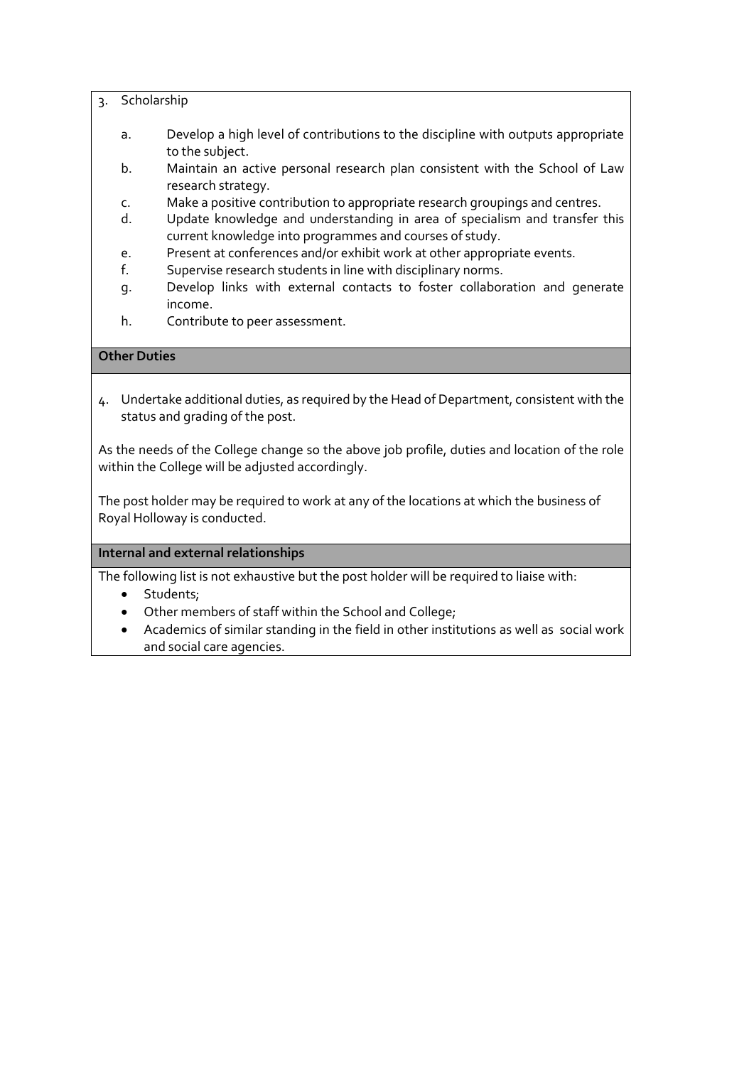3. Scholarship

    a. Develop a high level of contributions to the discipline with outputs appropriate to the subject.
    b. Maintain an active personal research plan consistent with the School of Law research strategy.
    c. Make a positive contribution to appropriate research groupings and centres.
    d. Update knowledge and understanding in area of specialism and transfer this current knowledge into programmes and courses of study.
    e. Present at conferences and/or exhibit work at other appropriate events.
    f. Supervise research students in line with disciplinary norms.
    g. Develop links with external contacts to foster collaboration and generate income.
    h. Contribute to peer assessment.

**Other Duties**

4. Undertake additional duties, as required by the Head of Department, consistent with the status and grading of the post.

As the needs of the College change so the above job profile, duties and location of the role within the College will be adjusted accordingly.

The post holder may be required to work at any of the locations at which the business of Royal Holloway is conducted.

**Internal and external relationships**

The following list is not exhaustive but the post holder will be required to liaise with:

- Students;
- Other members of staff within the School and College;
- Academics of similar standing in the field in other institutions as well as social work and social care agencies.